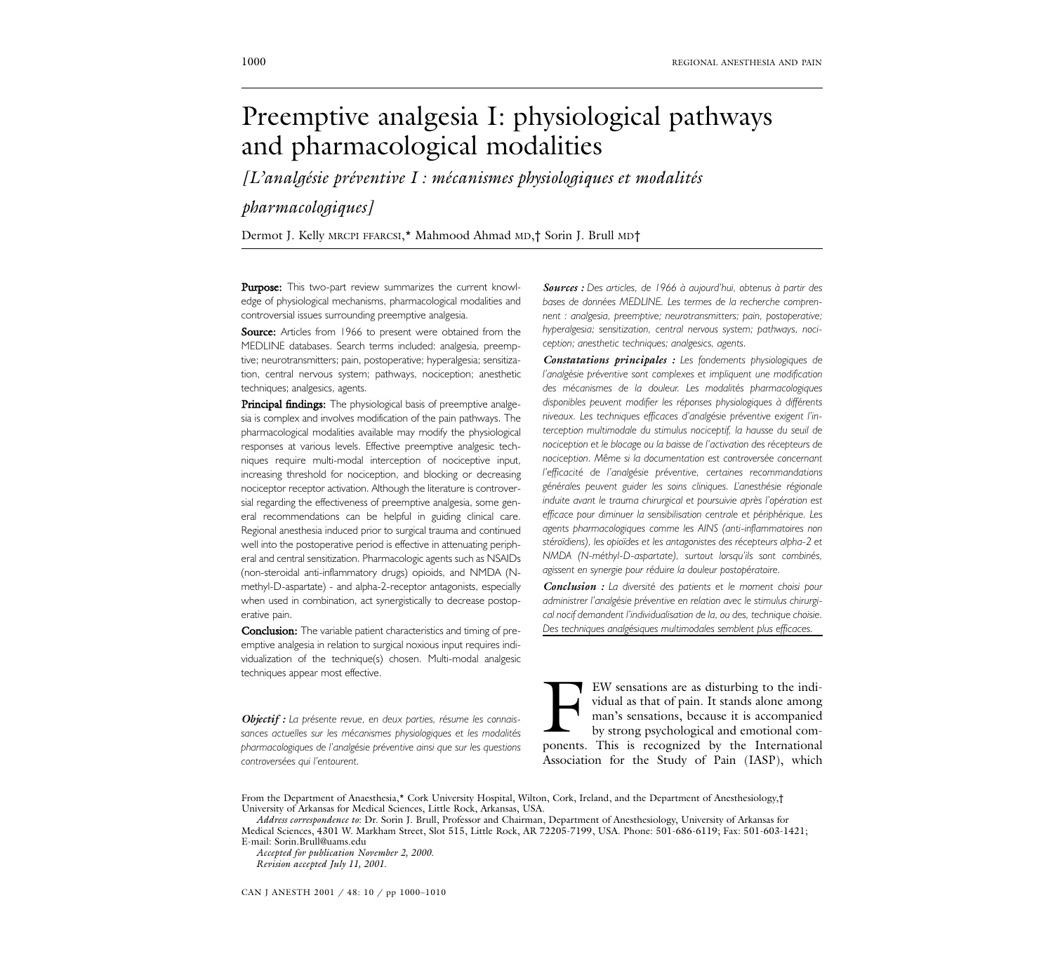# Preemptive analgesia I: physiological pathways and pharmacological modalities

*[L'analgésie préventive I : mécanismes physiologiques et modalités pharmacologiques]*

Dermot J. Kelly MRCPI FFARCSI,* Mahmood Ahmad MD,† Sorin J. Brull MD†

**Purpose:** This two-part review summarizes the current knowledge of physiological mechanisms, pharmacological modalities and controversial issues surrounding preemptive analgesia.

**Source:** Articles from 1966 to present were obtained from the MEDLINE databases. Search terms included: analgesia, preemptive; neurotransmitters; pain, postoperative; hyperalgesia; sensitization, central nervous system; pathways, nociception; anesthetic techniques; analgesics, agents.

**Principal findings:** The physiological basis of preemptive analgesia is complex and involves modification of the pain pathways. The pharmacological modalities available may modify the physiological responses at various levels. Effective preemptive analgesic techniques require multi-modal interception of nociceptive input, increasing threshold for nociception, and blocking or decreasing nociceptor receptor activation. Although the literature is controversial regarding the effectiveness of preemptive analgesia, some general recommendations can be helpful in guiding clinical care. Regional anesthesia induced prior to surgical trauma and continued well into the postoperative period is effective in attenuating peripheral and central sensitization. Pharmacologic agents such as NSAIDs (non-steroidal anti-inflammatory drugs) opioids, and NMDA (N-methyl-D-aspartate) - and alpha-2-receptor antagonists, especially when used in combination, act synergistically to decrease postoperative pain.

**Conclusion:** The variable patient characteristics and timing of preemptive analgesia in relation to surgical noxious input requires individualization of the technique(s) chosen. Multi-modal analgesic techniques appear most effective.

***Objectif :*** *La présente revue, en deux parties, résume les connaissances actuelles sur les mécanismes physiologiques et les modalités pharmacologiques de l'analgésie préventive ainsi que sur les questions controversées qui l'entourent.*

***Sources :*** *Des articles, de 1966 à aujourd'hui, obtenus à partir des bases de données MEDLINE. Les termes de la recherche comprennent : analgesia, preemptive; neurotransmitters; pain, postoperative; hyperalgesia; sensitization, central nervous system; pathways, nociception; anesthetic techniques; analgesics, agents.*

***Constatations principales :*** *Les fondements physiologiques de l'analgésie préventive sont complexes et impliquent une modification des mécanismes de la douleur. Les modalités pharmacologiques disponibles peuvent modifier les réponses physiologiques à différents niveaux. Les techniques efficaces d'analgésie préventive exigent l'interception multimodale du stimulus nociceptif, la hausse du seuil de nociception et le blocage ou la baisse de l'activation des récepteurs de nociception. Même si la documentation est controversée concernant l'efficacité de l'analgésie préventive, certaines recommandations générales peuvent guider les soins cliniques. L'anesthésie régionale induite avant le trauma chirurgical et poursuivie après l'opération est efficace pour diminuer la sensibilisation centrale et périphérique. Les agents pharmacologiques comme les AINS (anti-inflammatoires non stéroïdiens), les opioïdes et les antagonistes des récepteurs alpha-2 et NMDA (N-méthyl-D-aspartate), surtout lorsqu'ils sont combinés, agissent en synergie pour réduire la douleur postopératoire.*

***Conclusion :*** *La diversité des patients et le moment choisi pour administrer l'analgésie préventive en relation avec le stimulus chirurgical nocif demandent l'individualisation de la, ou des, technique choisie. Des techniques analgésiques multimodales semblent plus efficaces.*

FEW sensations are as disturbing to the individual as that of pain. It stands alone among man's sensations, because it is accompanied by strong psychological and emotional components. This is recognized by the International Association for the Study of Pain (IASP), which

From the Department of Anaesthesia,* Cork University Hospital, Wilton, Cork, Ireland, and the Department of Anesthesiology,† University of Arkansas for Medical Sciences, Little Rock, Arkansas, USA.

*Address correspondence to*: Dr. Sorin J. Brull, Professor and Chairman, Department of Anesthesiology, University of Arkansas for Medical Sciences, 4301 W. Markham Street, Slot 515, Little Rock, AR 72205-7199, USA. Phone: 501-686-6119; Fax: 501-603-1421; E-mail: Sorin.Brull@uams.edu

*Accepted for publication November 2, 2000.*
*Revision accepted July 11, 2001.*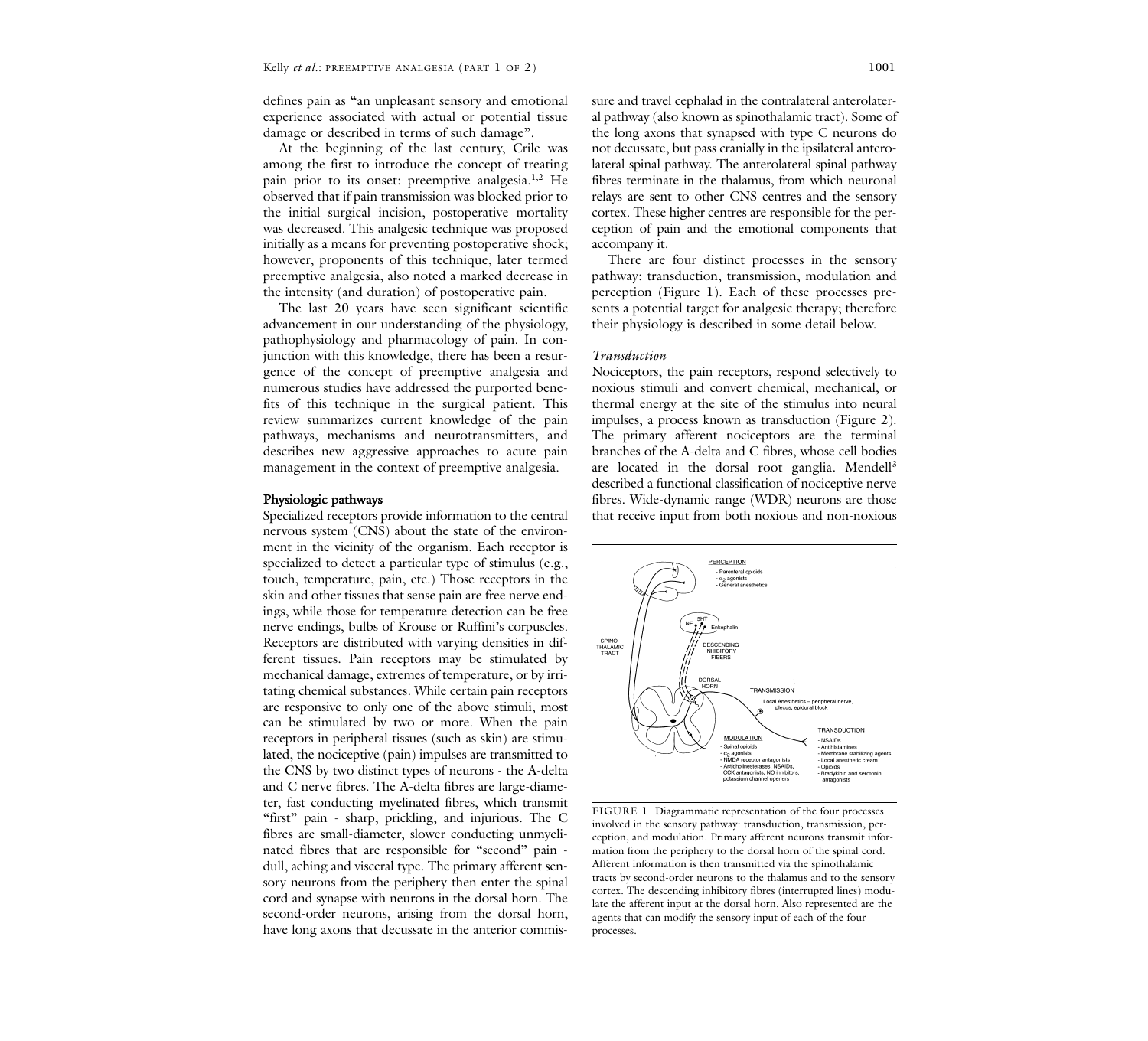defines pain as "an unpleasant sensory and emotional experience associated with actual or potential tissue damage or described in terms of such damage".

At the beginning of the last century, Crile was among the first to introduce the concept of treating pain prior to its onset: preemptive analgesia.[1,2] He observed that if pain transmission was blocked prior to the initial surgical incision, postoperative mortality was decreased. This analgesic technique was proposed initially as a means for preventing postoperative shock; however, proponents of this technique, later termed preemptive analgesia, also noted a marked decrease in the intensity (and duration) of postoperative pain.

The last 20 years have seen significant scientific advancement in our understanding of the physiology, pathophysiology and pharmacology of pain. In conjunction with this knowledge, there has been a resurgence of the concept of preemptive analgesia and numerous studies have addressed the purported benefits of this technique in the surgical patient. This review summarizes current knowledge of the pain pathways, mechanisms and neurotransmitters, and describes new aggressive approaches to acute pain management in the context of preemptive analgesia.

## Physiologic pathways

Specialized receptors provide information to the central nervous system (CNS) about the state of the environment in the vicinity of the organism. Each receptor is specialized to detect a particular type of stimulus (e.g., touch, temperature, pain, etc.) Those receptors in the skin and other tissues that sense pain are free nerve endings, while those for temperature detection can be free nerve endings, bulbs of Krouse or Ruffini's corpuscles. Receptors are distributed with varying densities in different tissues. Pain receptors may be stimulated by mechanical damage, extremes of temperature, or by irritating chemical substances. While certain pain receptors are responsive to only one of the above stimuli, most can be stimulated by two or more. When the pain receptors in peripheral tissues (such as skin) are stimulated, the nociceptive (pain) impulses are transmitted to the CNS by two distinct types of neurons - the A-delta and C nerve fibres. The A-delta fibres are large-diameter, fast conducting myelinated fibres, which transmit "first" pain - sharp, prickling, and injurious. The C fibres are small-diameter, slower conducting unmyelinated fibres that are responsible for "second" pain - dull, aching and visceral type. The primary afferent sensory neurons from the periphery then enter the spinal cord and synapse with neurons in the dorsal horn. The second-order neurons, arising from the dorsal horn, have long axons that decussate in the anterior commissure and travel cephalad in the contralateral anterolateral pathway (also known as spinothalamic tract). Some of the long axons that synapsed with type C neurons do not decussate, but pass cranially in the ipsilateral anterolateral spinal pathway. The anterolateral spinal pathway fibres terminate in the thalamus, from which neuronal relays are sent to other CNS centres and the sensory cortex. These higher centres are responsible for the perception of pain and the emotional components that accompany it.

There are four distinct processes in the sensory pathway: transduction, transmission, modulation and perception (Figure 1). Each of these processes presents a potential target for analgesic therapy; therefore their physiology is described in some detail below.

### *Transduction*

Nociceptors, the pain receptors, respond selectively to noxious stimuli and convert chemical, mechanical, or thermal energy at the site of the stimulus into neural impulses, a process known as transduction (Figure 2). The primary afferent nociceptors are the terminal branches of the A-delta and C fibres, whose cell bodies are located in the dorsal root ganglia. Mendell[3] described a functional classification of nociceptive nerve fibres. Wide-dynamic range (WDR) neurons are those that receive input from both noxious and non-noxious

FIGURE 1 Diagrammatic representation of the four processes involved in the sensory pathway: transduction, transmission, perception, and modulation. Primary afferent neurons transmit information from the periphery to the dorsal horn of the spinal cord. Afferent information is then transmitted via the spinothalamic tracts by second-order neurons to the thalamus and to the sensory cortex. The descending inhibitory fibres (interrupted lines) modulate the afferent input at the dorsal horn. Also represented are the agents that can modify the sensory input of each of the four processes.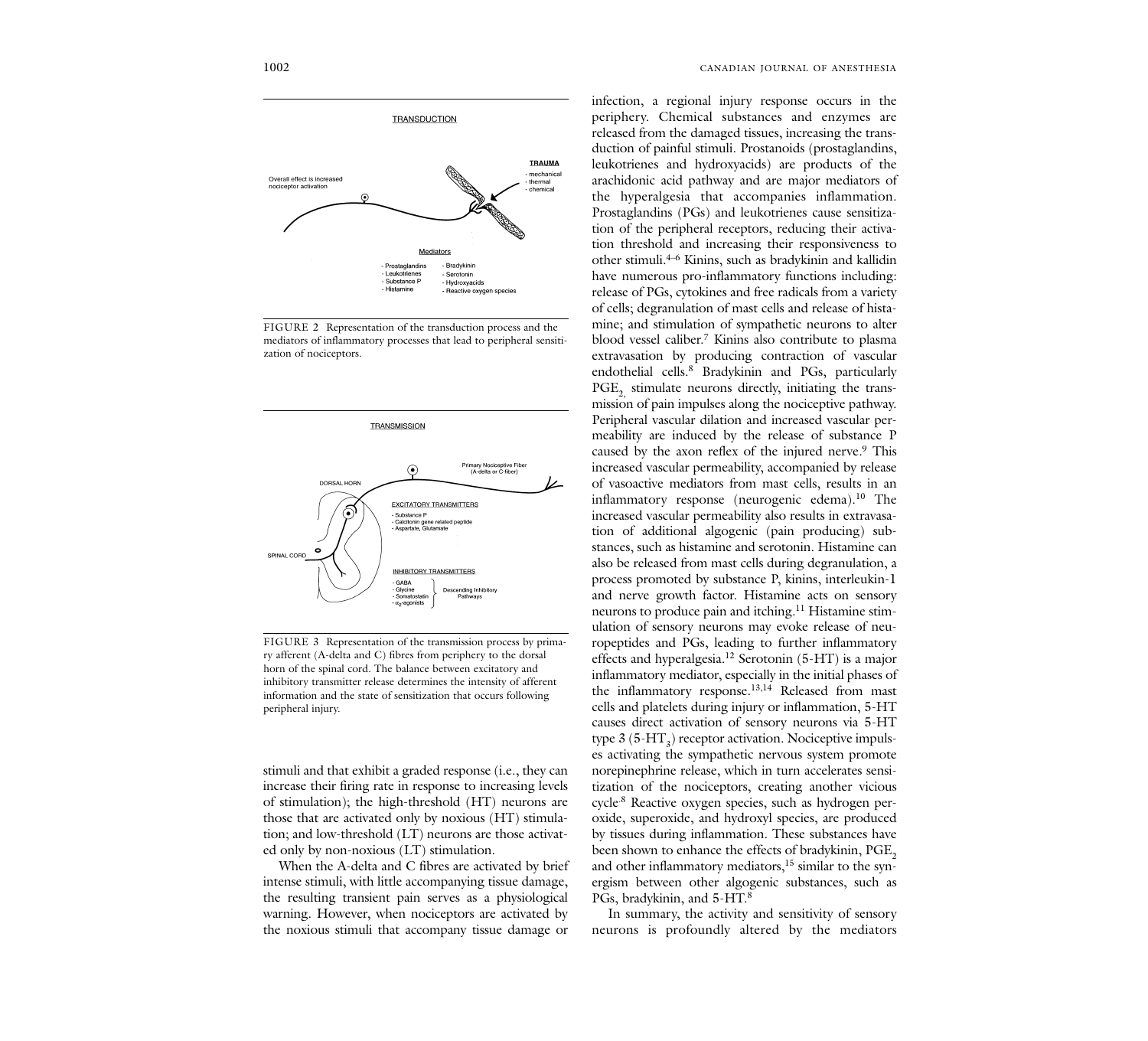FIGURE 2 Representation of the transduction process and the mediators of inflammatory processes that lead to peripheral sensitization of nociceptors.

FIGURE 3 Representation of the transmission process by primary afferent (A-delta and C) fibres from periphery to the dorsal horn of the spinal cord. The balance between excitatory and inhibitory transmitter release determines the intensity of afferent information and the state of sensitization that occurs following peripheral injury.

stimuli and that exhibit a graded response (i.e., they can increase their firing rate in response to increasing levels of stimulation); the high-threshold (HT) neurons are those that are activated only by noxious (HT) stimulation; and low-threshold (LT) neurons are those activated only by non-noxious (LT) stimulation.

When the A-delta and C fibres are activated by brief intense stimuli, with little accompanying tissue damage, the resulting transient pain serves as a physiological warning. However, when nociceptors are activated by the noxious stimuli that accompany tissue damage or infection, a regional injury response occurs in the periphery. Chemical substances and enzymes are released from the damaged tissues, increasing the transduction of painful stimuli. Prostanoids (prostaglandins, leukotrienes and hydroxyacids) are products of the arachidonic acid pathway and are major mediators of the hyperalgesia that accompanies inflammation. Prostaglandins (PGs) and leukotrienes cause sensitization of the peripheral receptors, reducing their activation threshold and increasing their responsiveness to other stimuli.[4–6] Kinins, such as bradykinin and kallidin have numerous pro-inflammatory functions including: release of PGs, cytokines and free radicals from a variety of cells; degranulation of mast cells and release of histamine; and stimulation of sympathetic neurons to alter blood vessel caliber.[7] Kinins also contribute to plasma extravasation by producing contraction of vascular endothelial cells.[8] Bradykinin and PGs, particularly $PGE_2$ stimulate neurons directly, initiating the transmission of pain impulses along the nociceptive pathway. Peripheral vascular dilation and increased vascular permeability are induced by the release of substance P caused by the axon reflex of the injured nerve.[9] This increased vascular permeability, accompanied by release of vasoactive mediators from mast cells, results in an inflammatory response (neurogenic edema).[10] The increased vascular permeability also results in extravasation of additional algogenic (pain producing) substances, such as histamine and serotonin. Histamine can also be released from mast cells during degranulation, a process promoted by substance P, kinins, interleukin-1 and nerve growth factor. Histamine acts on sensory neurons to produce pain and itching.[11] Histamine stimulation of sensory neurons may evoke release of neuropeptides and PGs, leading to further inflammatory effects and hyperalgesia.[12] Serotonin (5-HT) is a major inflammatory mediator, especially in the initial phases of the inflammatory response.[13,14] Released from mast cells and platelets during injury or inflammation, 5-HT causes direct activation of sensory neurons via 5-HT type 3 ($5\text{-}HT_3$) receptor activation. Nociceptive impulses activating the sympathetic nervous system promote norepinephrine release, which in turn accelerates sensitization of the nociceptors, creating another vicious cycle.[8] Reactive oxygen species, such as hydrogen peroxide, superoxide, and hydroxyl species, are produced by tissues during inflammation. These substances have been shown to enhance the effects of bradykinin, $PGE_2$ and other inflammatory mediators,[15] similar to the synergism between other algogenic substances, such as PGs, bradykinin, and 5-HT.[8]

In summary, the activity and sensitivity of sensory neurons is profoundly altered by the mediators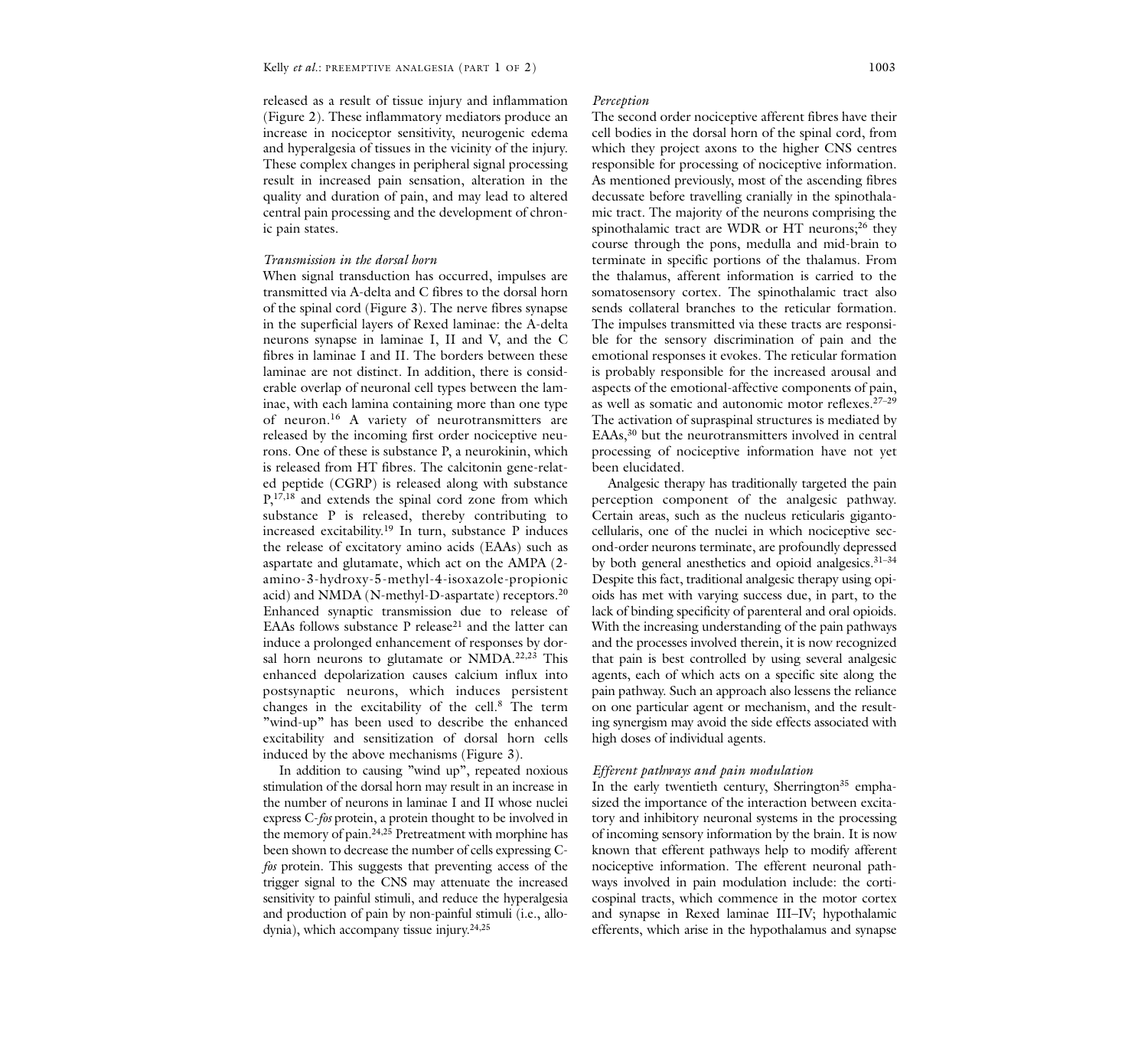released as a result of tissue injury and inflammation (Figure 2). These inflammatory mediators produce an increase in nociceptor sensitivity, neurogenic edema and hyperalgesia of tissues in the vicinity of the injury. These complex changes in peripheral signal processing result in increased pain sensation, alteration in the quality and duration of pain, and may lead to altered central pain processing and the development of chronic pain states.

### *Transmission in the dorsal horn*

When signal transduction has occurred, impulses are transmitted via A-delta and C fibres to the dorsal horn of the spinal cord (Figure 3). The nerve fibres synapse in the superficial layers of Rexed laminae: the A-delta neurons synapse in laminae I, II and V, and the C fibres in laminae I and II. The borders between these laminae are not distinct. In addition, there is considerable overlap of neuronal cell types between the laminae, with each lamina containing more than one type of neuron.[16] A variety of neurotransmitters are released by the incoming first order nociceptive neurons. One of these is substance P, a neurokinin, which is released from HT fibres. The calcitonin gene-related peptide (CGRP) is released along with substance P,[17,18] and extends the spinal cord zone from which substance P is released, thereby contributing to increased excitability.[19] In turn, substance P induces the release of excitatory amino acids (EAAs) such as aspartate and glutamate, which act on the AMPA (2-amino-3-hydroxy-5-methyl-4-isoxazole-propionic acid) and NMDA (N-methyl-D-aspartate) receptors.[20] Enhanced synaptic transmission due to release of EAAs follows substance P release[21] and the latter can induce a prolonged enhancement of responses by dorsal horn neurons to glutamate or NMDA.[22,23] This enhanced depolarization causes calcium influx into postsynaptic neurons, which induces persistent changes in the excitability of the cell.[8] The term "wind-up" has been used to describe the enhanced excitability and sensitization of dorsal horn cells induced by the above mechanisms (Figure 3).

In addition to causing "wind up", repeated noxious stimulation of the dorsal horn may result in an increase in the number of neurons in laminae I and II whose nuclei express C-*fos* protein, a protein thought to be involved in the memory of pain.[24,25] Pretreatment with morphine has been shown to decrease the number of cells expressing C-*fos* protein. This suggests that preventing access of the trigger signal to the CNS may attenuate the increased sensitivity to painful stimuli, and reduce the hyperalgesia and production of pain by non-painful stimuli (i.e., allodynia), which accompany tissue injury.[24,25]

### *Perception*

The second order nociceptive afferent fibres have their cell bodies in the dorsal horn of the spinal cord, from which they project axons to the higher CNS centres responsible for processing of nociceptive information. As mentioned previously, most of the ascending fibres decussate before travelling cranially in the spinothalamic tract. The majority of the neurons comprising the spinothalamic tract are WDR or HT neurons;[26] they course through the pons, medulla and mid-brain to terminate in specific portions of the thalamus. From the thalamus, afferent information is carried to the somatosensory cortex. The spinothalamic tract also sends collateral branches to the reticular formation. The impulses transmitted via these tracts are responsible for the sensory discrimination of pain and the emotional responses it evokes. The reticular formation is probably responsible for the increased arousal and aspects of the emotional-affective components of pain, as well as somatic and autonomic motor reflexes.[27–29] The activation of supraspinal structures is mediated by EAAs,[30] but the neurotransmitters involved in central processing of nociceptive information have not yet been elucidated.

Analgesic therapy has traditionally targeted the pain perception component of the analgesic pathway. Certain areas, such as the nucleus reticularis gigantocellularis, one of the nuclei in which nociceptive second-order neurons terminate, are profoundly depressed by both general anesthetics and opioid analgesics.[31–34] Despite this fact, traditional analgesic therapy using opioids has met with varying success due, in part, to the lack of binding specificity of parenteral and oral opioids. With the increasing understanding of the pain pathways and the processes involved therein, it is now recognized that pain is best controlled by using several analgesic agents, each of which acts on a specific site along the pain pathway. Such an approach also lessens the reliance on one particular agent or mechanism, and the resulting synergism may avoid the side effects associated with high doses of individual agents.

### *Efferent pathways and pain modulation*

In the early twentieth century, Sherrington[35] emphasized the importance of the interaction between excitatory and inhibitory neuronal systems in the processing of incoming sensory information by the brain. It is now known that efferent pathways help to modify afferent nociceptive information. The efferent neuronal pathways involved in pain modulation include: the corticospinal tracts, which commence in the motor cortex and synapse in Rexed laminae III–IV; hypothalamic efferents, which arise in the hypothalamus and synapse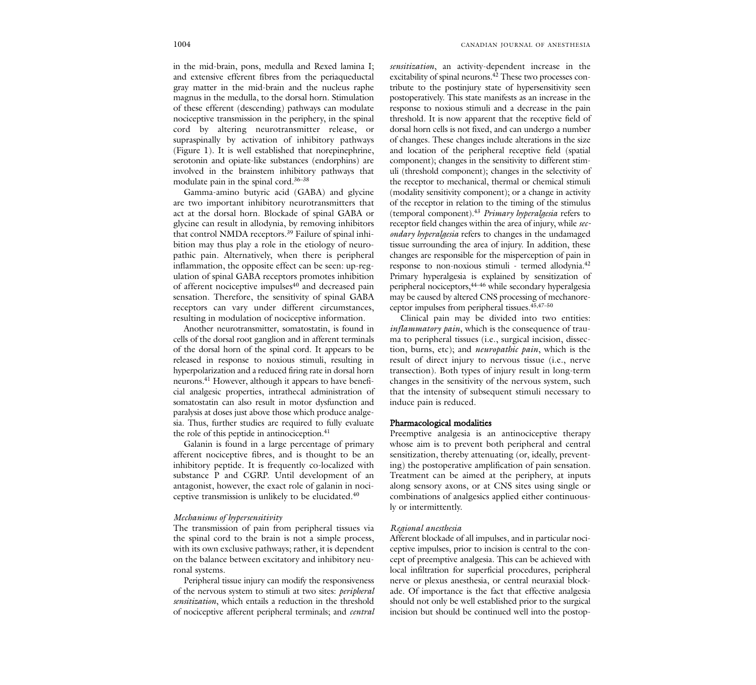in the mid-brain, pons, medulla and Rexed lamina I; and extensive efferent fibres from the periaqueductal gray matter in the mid-brain and the nucleus raphe magnus in the medulla, to the dorsal horn. Stimulation of these efferent (descending) pathways can modulate nociceptive transmission in the periphery, in the spinal cord by altering neurotransmitter release, or supraspinally by activation of inhibitory pathways (Figure 1). It is well established that norepinephrine, serotonin and opiate-like substances (endorphins) are involved in the brainstem inhibitory pathways that modulate pain in the spinal cord.[36–38]

Gamma-amino butyric acid (GABA) and glycine are two important inhibitory neurotransmitters that act at the dorsal horn. Blockade of spinal GABA or glycine can result in allodynia, by removing inhibitors that control NMDA receptors.[39] Failure of spinal inhibition may thus play a role in the etiology of neuropathic pain. Alternatively, when there is peripheral inflammation, the opposite effect can be seen: up-regulation of spinal GABA receptors promotes inhibition of afferent nociceptive impulses[40] and decreased pain sensation. Therefore, the sensitivity of spinal GABA receptors can vary under different circumstances, resulting in modulation of nociceptive information.

Another neurotransmitter, somatostatin, is found in cells of the dorsal root ganglion and in afferent terminals of the dorsal horn of the spinal cord. It appears to be released in response to noxious stimuli, resulting in hyperpolarization and a reduced firing rate in dorsal horn neurons.[41] However, although it appears to have beneficial analgesic properties, intrathecal administration of somatostatin can also result in motor dysfunction and paralysis at doses just above those which produce analgesia. Thus, further studies are required to fully evaluate the role of this peptide in antinociception.[41]

Galanin is found in a large percentage of primary afferent nociceptive fibres, and is thought to be an inhibitory peptide. It is frequently co-localized with substance P and CGRP. Until development of an antagonist, however, the exact role of galanin in nociceptive transmission is unlikely to be elucidated.[40]

### *Mechanisms of hypersensitivity*

The transmission of pain from peripheral tissues via the spinal cord to the brain is not a simple process, with its own exclusive pathways; rather, it is dependent on the balance between excitatory and inhibitory neuronal systems.

Peripheral tissue injury can modify the responsiveness of the nervous system to stimuli at two sites: *peripheral sensitization*, which entails a reduction in the threshold of nociceptive afferent peripheral terminals; and *central sensitization*, an activity-dependent increase in the excitability of spinal neurons.[42] These two processes contribute to the postinjury state of hypersensitivity seen postoperatively. This state manifests as an increase in the response to noxious stimuli and a decrease in the pain threshold. It is now apparent that the receptive field of dorsal horn cells is not fixed, and can undergo a number of changes. These changes include alterations in the size and location of the peripheral receptive field (spatial component); changes in the sensitivity to different stimuli (threshold component); changes in the selectivity of the receptor to mechanical, thermal or chemical stimuli (modality sensitivity component); or a change in activity of the receptor in relation to the timing of the stimulus (temporal component).[43] *Primary hyperalgesia* refers to receptor field changes within the area of injury, while *secondary hyperalgesia* refers to changes in the undamaged tissue surrounding the area of injury. In addition, these changes are responsible for the misperception of pain in response to non-noxious stimuli - termed allodynia.[42] Primary hyperalgesia is explained by sensitization of peripheral nociceptors,[44–46] while secondary hyperalgesia may be caused by altered CNS processing of mechanoreceptor impulses from peripheral tissues.[45,47–50]

Clinical pain may be divided into two entities: *inflammatory pain*, which is the consequence of trauma to peripheral tissues (i.e., surgical incision, dissection, burns, etc); and *neuropathic pain*, which is the result of direct injury to nervous tissue (i.e., nerve transection). Both types of injury result in long-term changes in the sensitivity of the nervous system, such that the intensity of subsequent stimuli necessary to induce pain is reduced.

## Pharmacological modalities

Preemptive analgesia is an antinociceptive therapy whose aim is to prevent both peripheral and central sensitization, thereby attenuating (or, ideally, preventing) the postoperative amplification of pain sensation. Treatment can be aimed at the periphery, at inputs along sensory axons, or at CNS sites using single or combinations of analgesics applied either continuously or intermittently.

### *Regional anesthesia*

Afferent blockade of all impulses, and in particular nociceptive impulses, prior to incision is central to the concept of preemptive analgesia. This can be achieved with local infiltration for superficial procedures, peripheral nerve or plexus anesthesia, or central neuraxial blockade. Of importance is the fact that effective analgesia should not only be well established prior to the surgical incision but should be continued well into the postop-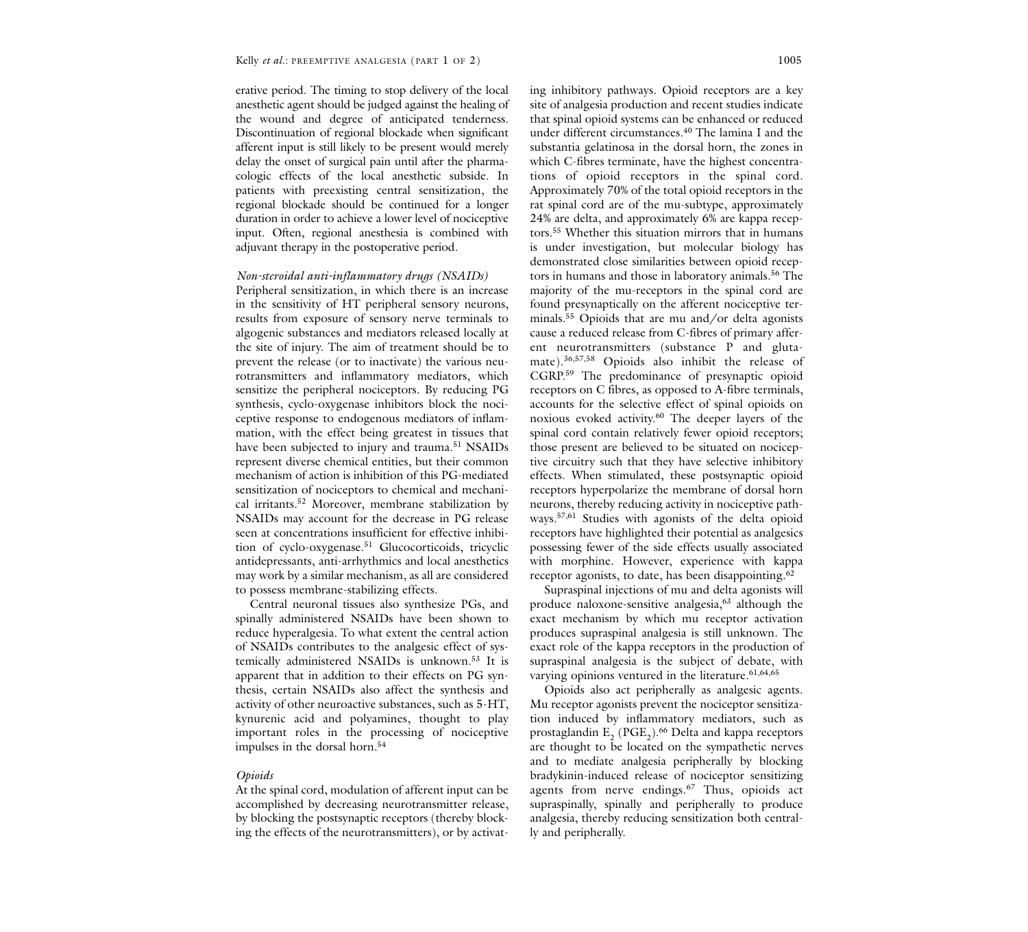erative period. The timing to stop delivery of the local anesthetic agent should be judged against the healing of the wound and degree of anticipated tenderness. Discontinuation of regional blockade when significant afferent input is still likely to be present would merely delay the onset of surgical pain until after the pharmacologic effects of the local anesthetic subside. In patients with preexisting central sensitization, the regional blockade should be continued for a longer duration in order to achieve a lower level of nociceptive input. Often, regional anesthesia is combined with adjuvant therapy in the postoperative period.

*Non-steroidal anti-inflammatory drugs (NSAIDs)*

Peripheral sensitization, in which there is an increase in the sensitivity of HT peripheral sensory neurons, results from exposure of sensory nerve terminals to algogenic substances and mediators released locally at the site of injury. The aim of treatment should be to prevent the release (or to inactivate) the various neurotransmitters and inflammatory mediators, which sensitize the peripheral nociceptors. By reducing PG synthesis, cyclo-oxygenase inhibitors block the nociceptive response to endogenous mediators of inflammation, with the effect being greatest in tissues that have been subjected to injury and trauma.[51] NSAIDs represent diverse chemical entities, but their common mechanism of action is inhibition of this PG-mediated sensitization of nociceptors to chemical and mechanical irritants.[52] Moreover, membrane stabilization by NSAIDs may account for the decrease in PG release seen at concentrations insufficient for effective inhibition of cyclo-oxygenase.[51] Glucocorticoids, tricyclic antidepressants, anti-arrhythmics and local anesthetics may work by a similar mechanism, as all are considered to possess membrane-stabilizing effects.

Central neuronal tissues also synthesize PGs, and spinally administered NSAIDs have been shown to reduce hyperalgesia. To what extent the central action of NSAIDs contributes to the analgesic effect of systemically administered NSAIDs is unknown.[53] It is apparent that in addition to their effects on PG synthesis, certain NSAIDs also affect the synthesis and activity of other neuroactive substances, such as 5-HT, kynurenic acid and polyamines, thought to play important roles in the processing of nociceptive impulses in the dorsal horn.[54]

*Opioids*

At the spinal cord, modulation of afferent input can be accomplished by decreasing neurotransmitter release, by blocking the postsynaptic receptors (thereby blocking the effects of the neurotransmitters), or by activating inhibitory pathways. Opioid receptors are a key site of analgesia production and recent studies indicate that spinal opioid systems can be enhanced or reduced under different circumstances.[40] The lamina I and the substantia gelatinosa in the dorsal horn, the zones in which C-fibres terminate, have the highest concentrations of opioid receptors in the spinal cord. Approximately 70% of the total opioid receptors in the rat spinal cord are of the mu-subtype, approximately 24% are delta, and approximately 6% are kappa receptors.[55] Whether this situation mirrors that in humans is under investigation, but molecular biology has demonstrated close similarities between opioid receptors in humans and those in laboratory animals.[56] The majority of the mu-receptors in the spinal cord are found presynaptically on the afferent nociceptive terminals.[55] Opioids that are mu and/or delta agonists cause a reduced release from C-fibres of primary afferent neurotransmitters (substance P and glutamate).[36,57,58] Opioids also inhibit the release of CGRP.[59] The predominance of presynaptic opioid receptors on C fibres, as opposed to A-fibre terminals, accounts for the selective effect of spinal opioids on noxious evoked activity.[60] The deeper layers of the spinal cord contain relatively fewer opioid receptors; those present are believed to be situated on nociceptive circuitry such that they have selective inhibitory effects. When stimulated, these postsynaptic opioid receptors hyperpolarize the membrane of dorsal horn neurons, thereby reducing activity in nociceptive pathways.[57,61] Studies with agonists of the delta opioid receptors have highlighted their potential as analgesics possessing fewer of the side effects usually associated with morphine. However, experience with kappa receptor agonists, to date, has been disappointing.[62]

Supraspinal injections of mu and delta agonists will produce naloxone-sensitive analgesia,[63] although the exact mechanism by which mu receptor activation produces supraspinal analgesia is still unknown. The exact role of the kappa receptors in the production of supraspinal analgesia is the subject of debate, with varying opinions ventured in the literature.[61,64,65]

Opioids also act peripherally as analgesic agents. Mu receptor agonists prevent the nociceptor sensitization induced by inflammatory mediators, such as prostaglandin $E_2$ ($PGE_2$).[66] Delta and kappa receptors are thought to be located on the sympathetic nerves and to mediate analgesia peripherally by blocking bradykinin-induced release of nociceptor sensitizing agents from nerve endings.[67] Thus, opioids act supraspinally, spinally and peripherally to produce analgesia, thereby reducing sensitization both centrally and peripherally.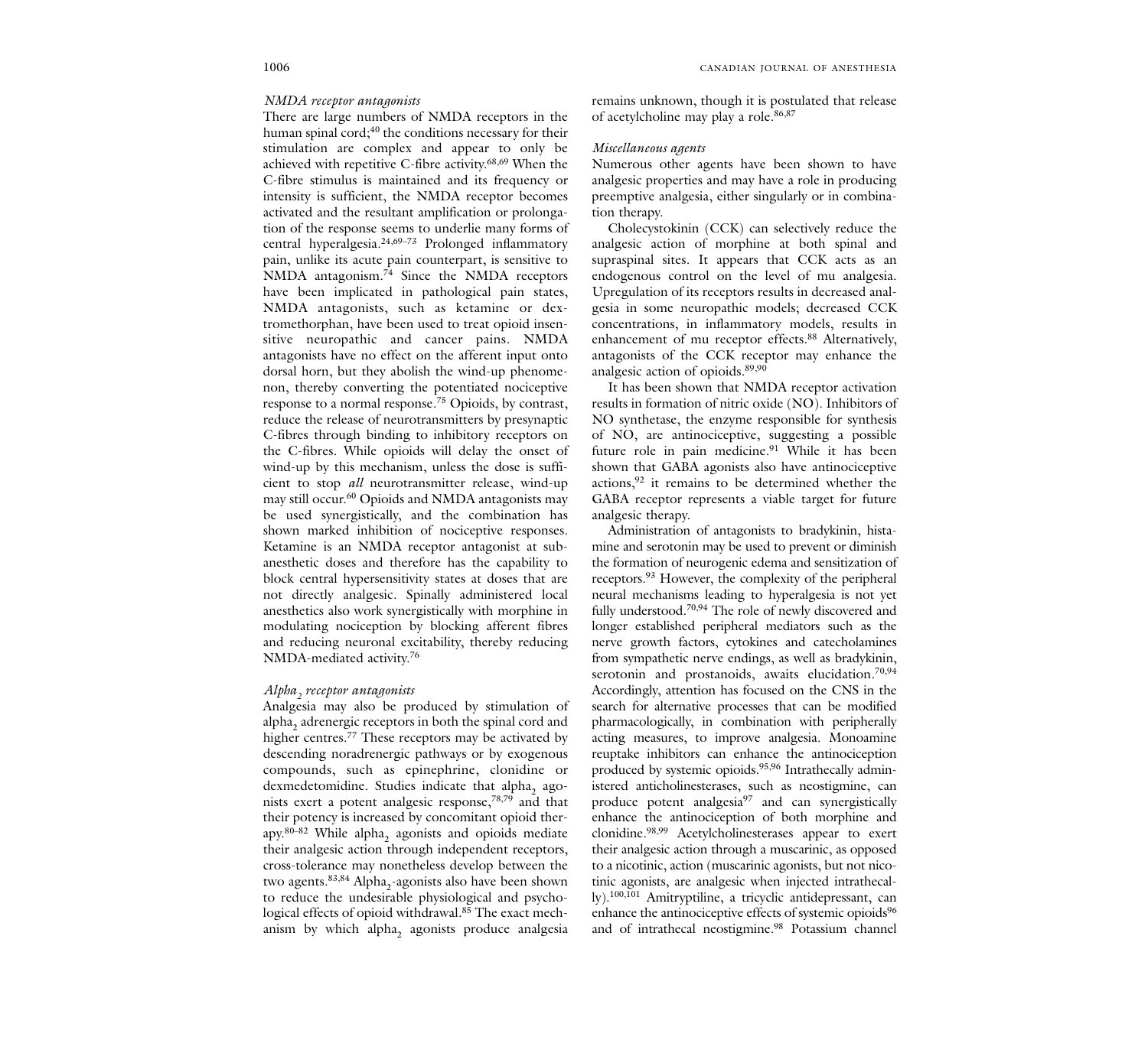### *NMDA receptor antagonists*

There are large numbers of NMDA receptors in the human spinal cord;[40] the conditions necessary for their stimulation are complex and appear to only be achieved with repetitive C-fibre activity.[68,69] When the C-fibre stimulus is maintained and its frequency or intensity is sufficient, the NMDA receptor becomes activated and the resultant amplification or prolongation of the response seems to underlie many forms of central hyperalgesia.[24,69–73] Prolonged inflammatory pain, unlike its acute pain counterpart, is sensitive to NMDA antagonism.[74] Since the NMDA receptors have been implicated in pathological pain states, NMDA antagonists, such as ketamine or dextromethorphan, have been used to treat opioid insensitive neuropathic and cancer pains. NMDA antagonists have no effect on the afferent input onto dorsal horn, but they abolish the wind-up phenomenon, thereby converting the potentiated nociceptive response to a normal response.[75] Opioids, by contrast, reduce the release of neurotransmitters by presynaptic C-fibres through binding to inhibitory receptors on the C-fibres. While opioids will delay the onset of wind-up by this mechanism, unless the dose is sufficient to stop *all* neurotransmitter release, wind-up may still occur.[60] Opioids and NMDA antagonists may be used synergistically, and the combination has shown marked inhibition of nociceptive responses. Ketamine is an NMDA receptor antagonist at subanesthetic doses and therefore has the capability to block central hypersensitivity states at doses that are not directly analgesic. Spinally administered local anesthetics also work synergistically with morphine in modulating nociception by blocking afferent fibres and reducing neuronal excitability, thereby reducing NMDA-mediated activity.[76]

### *Alpha$_2$ receptor antagonists*

Analgesia may also be produced by stimulation of alpha$_2$ adrenergic receptors in both the spinal cord and higher centres.[77] These receptors may be activated by descending noradrenergic pathways or by exogenous compounds, such as epinephrine, clonidine or dexmedetomidine. Studies indicate that alpha$_2$ agonists exert a potent analgesic response,[78,79] and that their potency is increased by concomitant opioid therapy.[80–82] While alpha$_2$ agonists and opioids mediate their analgesic action through independent receptors, cross-tolerance may nonetheless develop between the two agents.[83,84] Alpha$_2$-agonists also have been shown to reduce the undesirable physiological and psychological effects of opioid withdrawal.[85] The exact mechanism by which alpha$_2$ agonists produce analgesia remains unknown, though it is postulated that release of acetylcholine may play a role.[86,87]

### *Miscellaneous agents*

Numerous other agents have been shown to have analgesic properties and may have a role in producing preemptive analgesia, either singularly or in combination therapy.

Cholecystokinin (CCK) can selectively reduce the analgesic action of morphine at both spinal and supraspinal sites. It appears that CCK acts as an endogenous control on the level of mu analgesia. Upregulation of its receptors results in decreased analgesia in some neuropathic models; decreased CCK concentrations, in inflammatory models, results in enhancement of mu receptor effects.[88] Alternatively, antagonists of the CCK receptor may enhance the analgesic action of opioids.[89,90]

It has been shown that NMDA receptor activation results in formation of nitric oxide (NO). Inhibitors of NO synthetase, the enzyme responsible for synthesis of NO, are antinociceptive, suggesting a possible future role in pain medicine.[91] While it has been shown that GABA agonists also have antinociceptive actions,[92] it remains to be determined whether the GABA receptor represents a viable target for future analgesic therapy.

Administration of antagonists to bradykinin, histamine and serotonin may be used to prevent or diminish the formation of neurogenic edema and sensitization of receptors.[93] However, the complexity of the peripheral neural mechanisms leading to hyperalgesia is not yet fully understood.[70,94] The role of newly discovered and longer established peripheral mediators such as the nerve growth factors, cytokines and catecholamines from sympathetic nerve endings, as well as bradykinin, serotonin and prostanoids, awaits elucidation.[70,94] Accordingly, attention has focused on the CNS in the search for alternative processes that can be modified pharmacologically, in combination with peripherally acting measures, to improve analgesia. Monoamine reuptake inhibitors can enhance the antinociception produced by systemic opioids.[95,96] Intrathecally administered anticholinesterases, such as neostigmine, can produce potent analgesia[97] and can synergistically enhance the antinociception of both morphine and clonidine.[98,99] Acetylcholinesterases appear to exert their analgesic action through a muscarinic, as opposed to a nicotinic, action (muscarinic agonists, but not nicotinic agonists, are analgesic when injected intrathecally).[100,101] Amitryptiline, a tricyclic antidepressant, can enhance the antinociceptive effects of systemic opioids[96] and of intrathecal neostigmine.[98] Potassium channel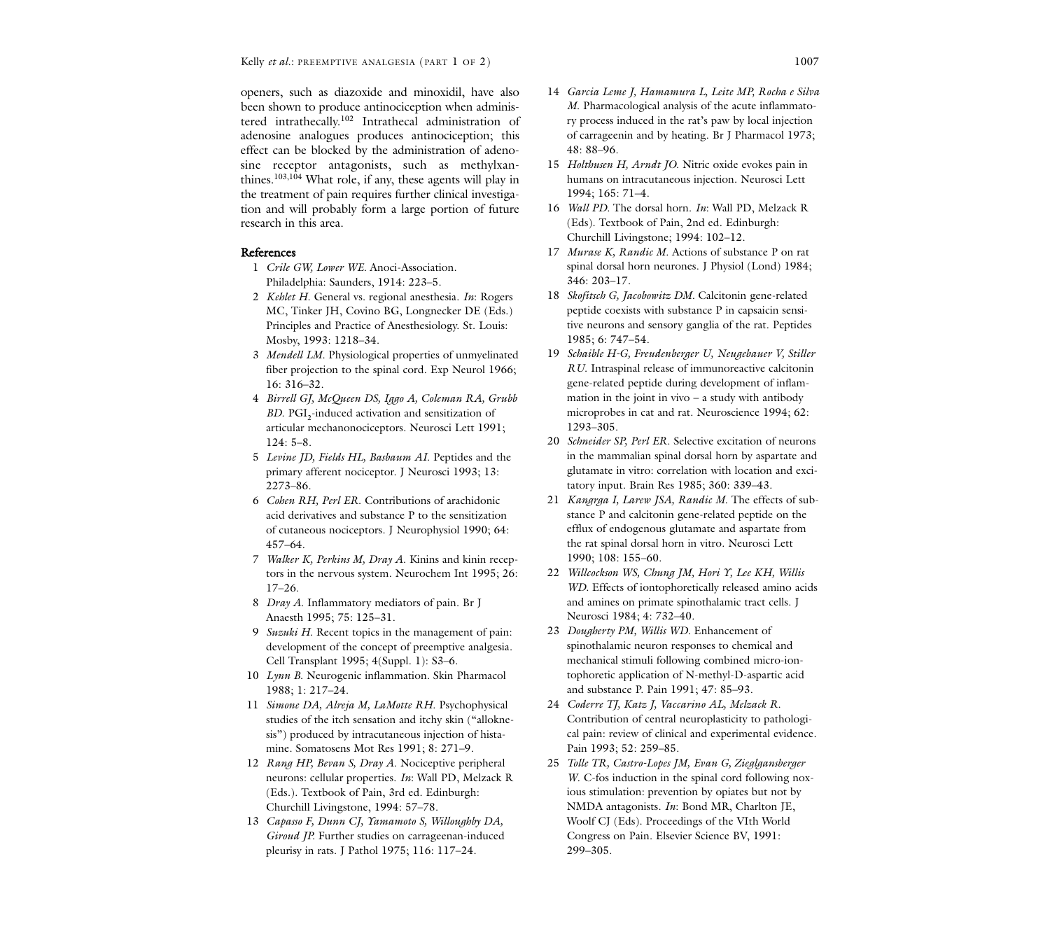openers, such as diazoxide and minoxidil, have also been shown to produce antinociception when administered intrathecally.[102] Intrathecal administration of adenosine analogues produces antinociception; this effect can be blocked by the administration of adenosine receptor antagonists, such as methylxanthines.[103,104] What role, if any, these agents will play in the treatment of pain requires further clinical investigation and will probably form a large portion of future research in this area.

## References

1. *Crile GW, Lower WE.* Anoci-Association. Philadelphia: Saunders, 1914: 223–5.
2. *Kehlet H.* General vs. regional anesthesia. *In*: Rogers MC, Tinker JH, Covino BG, Longnecker DE (Eds.) Principles and Practice of Anesthesiology. St. Louis: Mosby, 1993: 1218–34.
3. *Mendell LM.* Physiological properties of unmyelinated fiber projection to the spinal cord. Exp Neurol 1966; 16: 316–32.
4. *Birrell GJ, McQueen DS, Iggo A, Coleman RA, Grubb BD.* $PGI_2$-induced activation and sensitization of articular mechanonociceptors. Neurosci Lett 1991; 124: 5–8.
5. *Levine JD, Fields HL, Basbaum AI.* Peptides and the primary afferent nociceptor. J Neurosci 1993; 13: 2273–86.
6. *Cohen RH, Perl ER.* Contributions of arachidonic acid derivatives and substance P to the sensitization of cutaneous nociceptors. J Neurophysiol 1990; 64: 457–64.
7. *Walker K, Perkins M, Dray A.* Kinins and kinin receptors in the nervous system. Neurochem Int 1995; 26: 17–26.
8. *Dray A.* Inflammatory mediators of pain. Br J Anaesth 1995; 75: 125–31.
9. *Suzuki H.* Recent topics in the management of pain: development of the concept of preemptive analgesia. Cell Transplant 1995; 4(Suppl. 1): S3–6.
10. *Lynn B.* Neurogenic inflammation. Skin Pharmacol 1988; 1: 217–24.
11. *Simone DA, Alreja M, LaMotte RH.* Psychophysical studies of the itch sensation and itchy skin ("alloknesis") produced by intracutaneous injection of histamine. Somatosens Mot Res 1991; 8: 271–9.
12. *Rang HP, Bevan S, Dray A.* Nociceptive peripheral neurons: cellular properties. *In*: Wall PD, Melzack R (Eds.). Textbook of Pain, 3rd ed. Edinburgh: Churchill Livingstone, 1994: 57–78.
13. *Capasso F, Dunn CJ, Yamamoto S, Willoughby DA, Giroud JP.* Further studies on carrageenan-induced pleurisy in rats. J Pathol 1975; 116: 117–24.
14. *Garcia Leme J, Hamamura L, Leite MP, Rocha e Silva M.* Pharmacological analysis of the acute inflammatory process induced in the rat's paw by local injection of carrageenin and by heating. Br J Pharmacol 1973; 48: 88–96.
15. *Holthusen H, Arndt JO.* Nitric oxide evokes pain in humans on intracutaneous injection. Neurosci Lett 1994; 165: 71–4.
16. *Wall PD.* The dorsal horn. *In*: Wall PD, Melzack R (Eds). Textbook of Pain, 2nd ed. Edinburgh: Churchill Livingstone; 1994: 102–12.
17. *Murase K, Randic M.* Actions of substance P on rat spinal dorsal horn neurones. J Physiol (Lond) 1984; 346: 203–17.
18. *Skofitsch G, Jacobowitz DM.* Calcitonin gene-related peptide coexists with substance P in capsaicin sensitive neurons and sensory ganglia of the rat. Peptides 1985; 6: 747–54.
19. *Schaible H-G, Freudenberger U, Neugebauer V, Stiller RU.* Intraspinal release of immunoreactive calcitonin gene-related peptide during development of inflammation in the joint in vivo – a study with antibody microprobes in cat and rat. Neuroscience 1994; 62: 1293–305.
20. *Schneider SP, Perl ER.* Selective excitation of neurons in the mammalian spinal dorsal horn by aspartate and glutamate in vitro: correlation with location and excitatory input. Brain Res 1985; 360: 339–43.
21. *Kangrga I, Larew JSA, Randic M.* The effects of substance P and calcitonin gene-related peptide on the efflux of endogenous glutamate and aspartate from the rat spinal dorsal horn in vitro. Neurosci Lett 1990; 108: 155–60.
22. *Willcockson WS, Chung JM, Hori Y, Lee KH, Willis WD.* Effects of iontophoretically released amino acids and amines on primate spinothalamic tract cells. J Neurosci 1984; 4: 732–40.
23. *Dougherty PM, Willis WD.* Enhancement of spinothalamic neuron responses to chemical and mechanical stimuli following combined micro-iontophoretic application of N-methyl-D-aspartic acid and substance P. Pain 1991; 47: 85–93.
24. *Coderre TJ, Katz J, Vaccarino AL, Melzack R.* Contribution of central neuroplasticity to pathological pain: review of clinical and experimental evidence. Pain 1993; 52: 259–85.
25. *Tolle TR, Castro-Lopes JM, Evan G, Zieglgansberger W.* C-fos induction in the spinal cord following noxious stimulation: prevention by opiates but not by NMDA antagonists. *In*: Bond MR, Charlton JE, Woolf CJ (Eds). Proceedings of the VIth World Congress on Pain. Elsevier Science BV, 1991: 299–305.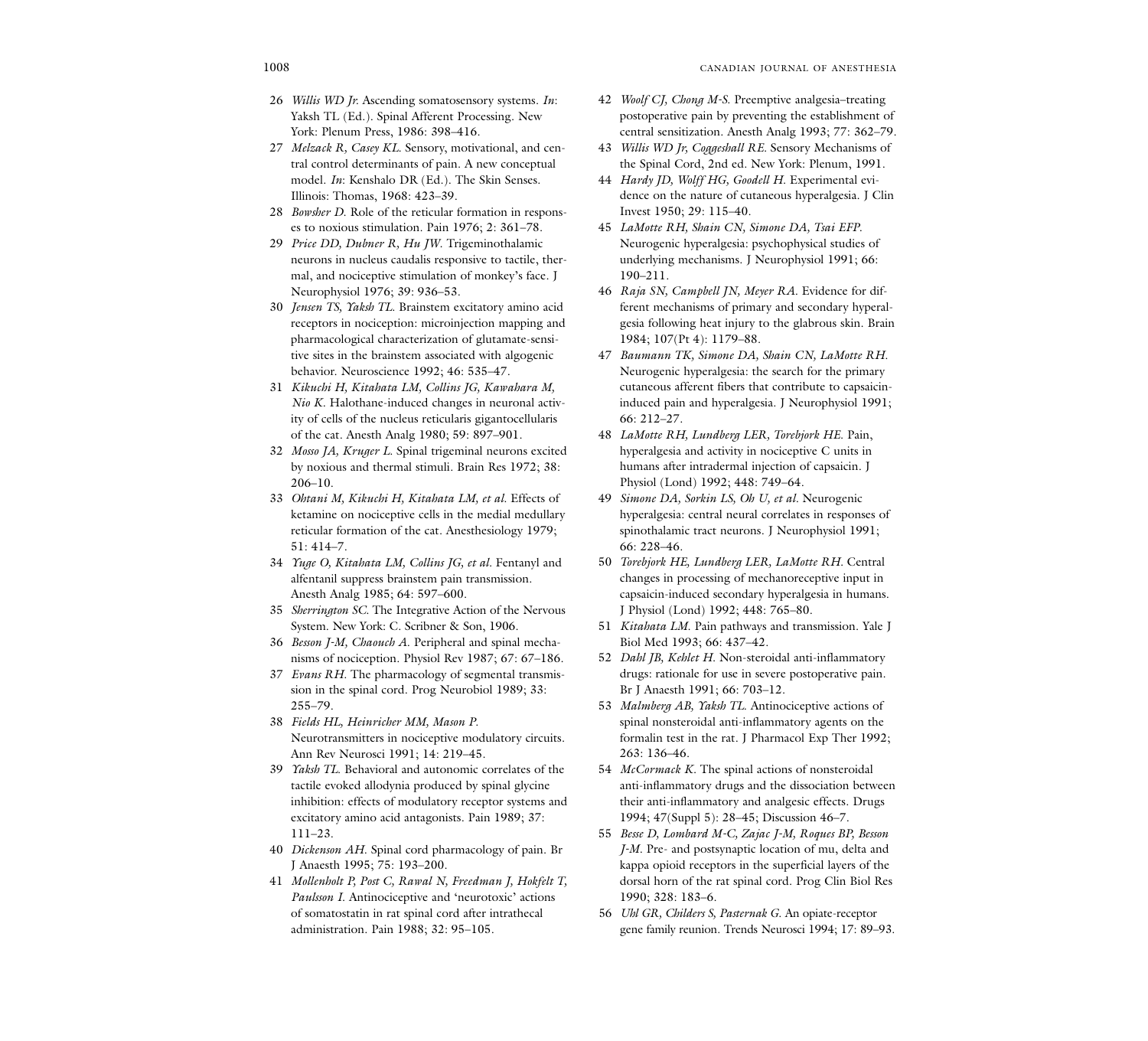26 *Willis WD Jr.* Ascending somatosensory systems. *In*: Yaksh TL (Ed.). Spinal Afferent Processing. New York: Plenum Press, 1986: 398–416.

27 *Melzack R, Casey KL.* Sensory, motivational, and central control determinants of pain. A new conceptual model. *In*: Kenshalo DR (Ed.). The Skin Senses. Illinois: Thomas, 1968: 423–39.

28 *Bowsher D.* Role of the reticular formation in responses to noxious stimulation. Pain 1976; 2: 361–78.

29 *Price DD, Dubner R, Hu JW.* Trigeminothalamic neurons in nucleus caudalis responsive to tactile, thermal, and nociceptive stimulation of monkey's face. J Neurophysiol 1976; 39: 936–53.

30 *Jensen TS, Yaksh TL.* Brainstem excitatory amino acid receptors in nociception: microinjection mapping and pharmacological characterization of glutamate-sensitive sites in the brainstem associated with algogenic behavior. Neuroscience 1992; 46: 535–47.

31 *Kikuchi H, Kitahata LM, Collins JG, Kawahara M, Nio K.* Halothane-induced changes in neuronal activity of cells of the nucleus reticularis gigantocellularis of the cat. Anesth Analg 1980; 59: 897–901.

32 *Mosso JA, Kruger L.* Spinal trigeminal neurons excited by noxious and thermal stimuli. Brain Res 1972; 38: 206–10.

33 *Ohtani M, Kikuchi H, Kitahata LM, et al.* Effects of ketamine on nociceptive cells in the medial medullary reticular formation of the cat. Anesthesiology 1979; 51: 414–7.

34 *Yuge O, Kitahata LM, Collins JG, et al.* Fentanyl and alfentanil suppress brainstem pain transmission. Anesth Analg 1985; 64: 597–600.

35 *Sherrington SC.* The Integrative Action of the Nervous System. New York: C. Scribner & Son, 1906.

36 *Besson J-M, Chaouch A.* Peripheral and spinal mechanisms of nociception. Physiol Rev 1987; 67: 67–186.

37 *Evans RH.* The pharmacology of segmental transmission in the spinal cord. Prog Neurobiol 1989; 33: 255–79.

38 *Fields HL, Heinricher MM, Mason P.* Neurotransmitters in nociceptive modulatory circuits. Ann Rev Neurosci 1991; 14: 219–45.

39 *Yaksh TL.* Behavioral and autonomic correlates of the tactile evoked allodynia produced by spinal glycine inhibition: effects of modulatory receptor systems and excitatory amino acid antagonists. Pain 1989; 37: 111–23.

40 *Dickenson AH.* Spinal cord pharmacology of pain. Br J Anaesth 1995; 75: 193–200.

41 *Mollenholt P, Post C, Rawal N, Freedman J, Hokfelt T, Paulsson I.* Antinociceptive and 'neurotoxic' actions of somatostatin in rat spinal cord after intrathecal administration. Pain 1988; 32: 95–105.

42 *Woolf CJ, Chong M-S.* Preemptive analgesia–treating postoperative pain by preventing the establishment of central sensitization. Anesth Analg 1993; 77: 362–79.

43 *Willis WD Jr, Coggeshall RE.* Sensory Mechanisms of the Spinal Cord, 2nd ed. New York: Plenum, 1991.

44 *Hardy JD, Wolff HG, Goodell H.* Experimental evidence on the nature of cutaneous hyperalgesia. J Clin Invest 1950; 29: 115–40.

45 *LaMotte RH, Shain CN, Simone DA, Tsai EFP.* Neurogenic hyperalgesia: psychophysical studies of underlying mechanisms. J Neurophysiol 1991; 66: 190–211.

46 *Raja SN, Campbell JN, Meyer RA.* Evidence for different mechanisms of primary and secondary hyperalgesia following heat injury to the glabrous skin. Brain 1984; 107(Pt 4): 1179–88.

47 *Baumann TK, Simone DA, Shain CN, LaMotte RH.* Neurogenic hyperalgesia: the search for the primary cutaneous afferent fibers that contribute to capsaicin-induced pain and hyperalgesia. J Neurophysiol 1991; 66: 212–27.

48 *LaMotte RH, Lundberg LER, Torebjork HE.* Pain, hyperalgesia and activity in nociceptive C units in humans after intradermal injection of capsaicin. J Physiol (Lond) 1992; 448: 749–64.

49 *Simone DA, Sorkin LS, Oh U, et al.* Neurogenic hyperalgesia: central neural correlates in responses of spinothalamic tract neurons. J Neurophysiol 1991; 66: 228–46.

50 *Torebjork HE, Lundberg LER, LaMotte RH.* Central changes in processing of mechanoreceptive input in capsaicin-induced secondary hyperalgesia in humans. J Physiol (Lond) 1992; 448: 765–80.

51 *Kitahata LM.* Pain pathways and transmission. Yale J Biol Med 1993; 66: 437–42.

52 *Dahl JB, Kehlet H.* Non-steroidal anti-inflammatory drugs: rationale for use in severe postoperative pain. Br J Anaesth 1991; 66: 703–12.

53 *Malmberg AB, Yaksh TL.* Antinociceptive actions of spinal nonsteroidal anti-inflammatory agents on the formalin test in the rat. J Pharmacol Exp Ther 1992; 263: 136–46.

54 *McCormack K.* The spinal actions of nonsteroidal anti-inflammatory drugs and the dissociation between their anti-inflammatory and analgesic effects. Drugs 1994; 47(Suppl 5): 28–45; Discussion 46–7.

55 *Besse D, Lombard M-C, Zajac J-M, Roques BP, Besson J-M.* Pre- and postsynaptic location of mu, delta and kappa opioid receptors in the superficial layers of the dorsal horn of the rat spinal cord. Prog Clin Biol Res 1990; 328: 183–6.

56 *Uhl GR, Childers S, Pasternak G.* An opiate-receptor gene family reunion. Trends Neurosci 1994; 17: 89–93.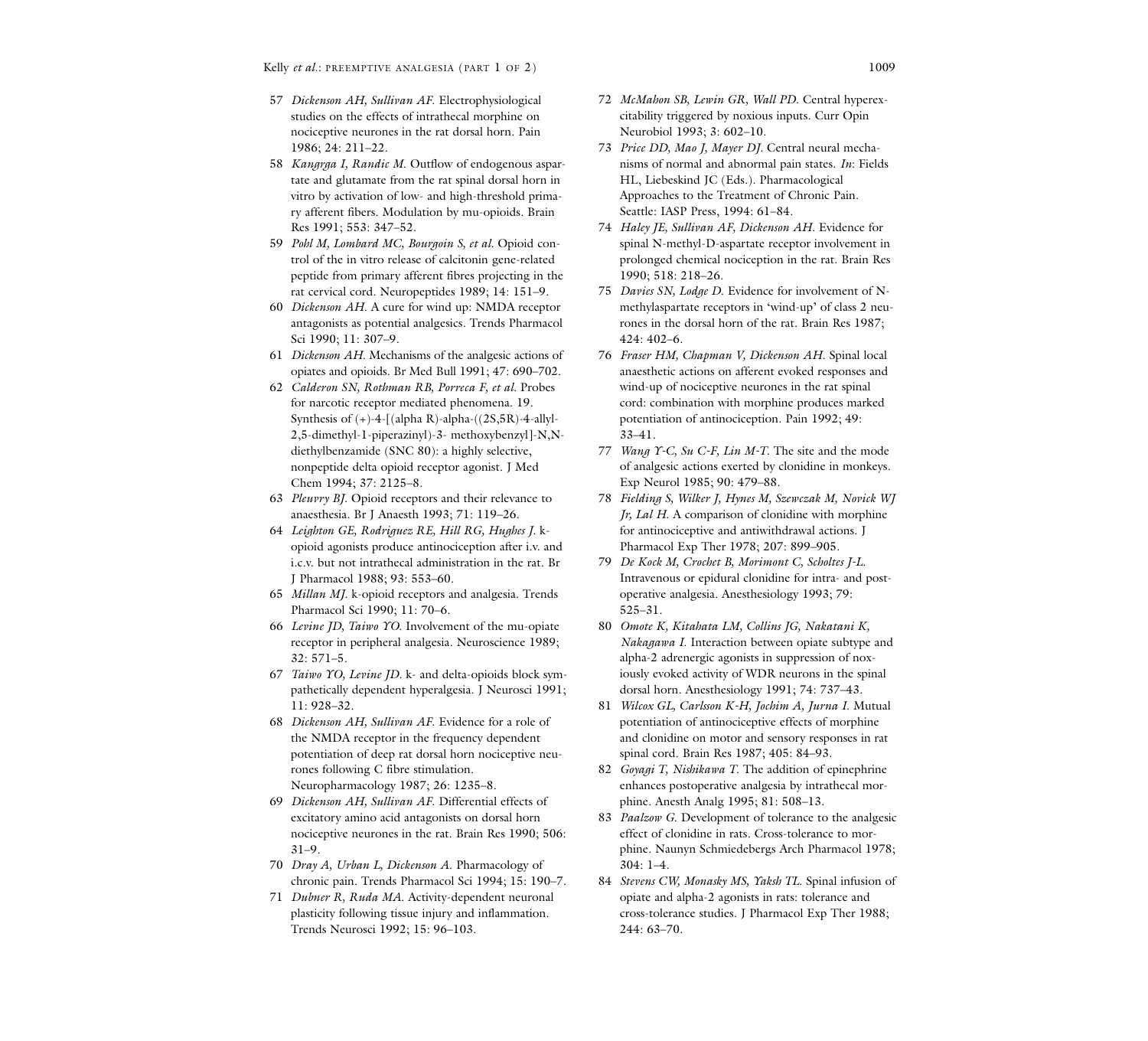57 *Dickenson AH, Sullivan AF.* Electrophysiological studies on the effects of intrathecal morphine on nociceptive neurones in the rat dorsal horn. Pain 1986; 24: 211–22.

58 *Kangrga I, Randic M.* Outflow of endogenous aspartate and glutamate from the rat spinal dorsal horn in vitro by activation of low- and high-threshold primary afferent fibers. Modulation by mu-opioids. Brain Res 1991; 553: 347–52.

59 *Pohl M, Lombard MC, Bourgoin S, et al.* Opioid control of the in vitro release of calcitonin gene-related peptide from primary afferent fibres projecting in the rat cervical cord. Neuropeptides 1989; 14: 151–9.

60 *Dickenson AH.* A cure for wind up: NMDA receptor antagonists as potential analgesics. Trends Pharmacol Sci 1990; 11: 307–9.

61 *Dickenson AH.* Mechanisms of the analgesic actions of opiates and opioids. Br Med Bull 1991; 47: 690–702.

62 *Calderon SN, Rothman RB, Porreca F, et al.* Probes for narcotic receptor mediated phenomena. 19. Synthesis of (+)-4-[(alpha R)-alpha-((2S,5R)-4-allyl-2,5-dimethyl-1-piperazinyl)-3- methoxybenzyl]-N,N-diethylbenzamide (SNC 80): a highly selective, nonpeptide delta opioid receptor agonist. J Med Chem 1994; 37: 2125–8.

63 *Pleuvry BJ.* Opioid receptors and their relevance to anaesthesia. Br J Anaesth 1993; 71: 119–26.

64 *Leighton GE, Rodriguez RE, Hill RG, Hughes J.* k-opioid agonists produce antinociception after i.v. and i.c.v. but not intrathecal administration in the rat. Br J Pharmacol 1988; 93: 553–60.

65 *Millan MJ.* k-opioid receptors and analgesia. Trends Pharmacol Sci 1990; 11: 70–6.

66 *Levine JD, Taiwo YO.* Involvement of the mu-opiate receptor in peripheral analgesia. Neuroscience 1989; 32: 571–5.

67 *Taiwo YO, Levine JD.* k- and delta-opioids block sympathetically dependent hyperalgesia. J Neurosci 1991; 11: 928–32.

68 *Dickenson AH, Sullivan AF.* Evidence for a role of the NMDA receptor in the frequency dependent potentiation of deep rat dorsal horn nociceptive neurones following C fibre stimulation. Neuropharmacology 1987; 26: 1235–8.

69 *Dickenson AH, Sullivan AF.* Differential effects of excitatory amino acid antagonists on dorsal horn nociceptive neurones in the rat. Brain Res 1990; 506: 31–9.

70 *Dray A, Urban L, Dickenson A.* Pharmacology of chronic pain. Trends Pharmacol Sci 1994; 15: 190–7.

71 *Dubner R, Ruda MA.* Activity-dependent neuronal plasticity following tissue injury and inflammation. Trends Neurosci 1992; 15: 96–103.

72 *McMahon SB, Lewin GR, Wall PD.* Central hyperexcitability triggered by noxious inputs. Curr Opin Neurobiol 1993; 3: 602–10.

73 *Price DD, Mao J, Mayer DJ.* Central neural mechanisms of normal and abnormal pain states. *In*: Fields HL, Liebeskind JC (Eds.). Pharmacological Approaches to the Treatment of Chronic Pain. Seattle: IASP Press, 1994: 61–84.

74 *Haley JE, Sullivan AF, Dickenson AH.* Evidence for spinal N-methyl-D-aspartate receptor involvement in prolonged chemical nociception in the rat. Brain Res 1990; 518: 218–26.

75 *Davies SN, Lodge D.* Evidence for involvement of N-methylaspartate receptors in 'wind-up' of class 2 neurones in the dorsal horn of the rat. Brain Res 1987; 424: 402–6.

76 *Fraser HM, Chapman V, Dickenson AH.* Spinal local anaesthetic actions on afferent evoked responses and wind-up of nociceptive neurones in the rat spinal cord: combination with morphine produces marked potentiation of antinociception. Pain 1992; 49: 33–41.

77 *Wang Y-C, Su C-F, Lin M-T.* The site and the mode of analgesic actions exerted by clonidine in monkeys. Exp Neurol 1985; 90: 479–88.

78 *Fielding S, Wilker J, Hynes M, Szewczak M, Novick WJ Jr, Lal H.* A comparison of clonidine with morphine for antinociceptive and antiwithdrawal actions. J Pharmacol Exp Ther 1978; 207: 899–905.

79 *De Kock M, Crochet B, Morimont C, Scholtes J-L.* Intravenous or epidural clonidine for intra- and post-operative analgesia. Anesthesiology 1993; 79: 525–31.

80 *Omote K, Kitahata LM, Collins JG, Nakatani K, Nakagawa I.* Interaction between opiate subtype and alpha-2 adrenergic agonists in suppression of noxiously evoked activity of WDR neurons in the spinal dorsal horn. Anesthesiology 1991; 74: 737–43.

81 *Wilcox GL, Carlsson K-H, Jochim A, Jurna I.* Mutual potentiation of antinociceptive effects of morphine and clonidine on motor and sensory responses in rat spinal cord. Brain Res 1987; 405: 84–93.

82 *Goyagi T, Nishikawa T.* The addition of epinephrine enhances postoperative analgesia by intrathecal morphine. Anesth Analg 1995; 81: 508–13.

83 *Paalzow G.* Development of tolerance to the analgesic effect of clonidine in rats. Cross-tolerance to morphine. Naunyn Schmiedebergs Arch Pharmacol 1978; 304: 1–4.

84 *Stevens CW, Monasky MS, Yaksh TL.* Spinal infusion of opiate and alpha-2 agonists in rats: tolerance and cross-tolerance studies. J Pharmacol Exp Ther 1988; 244: 63–70.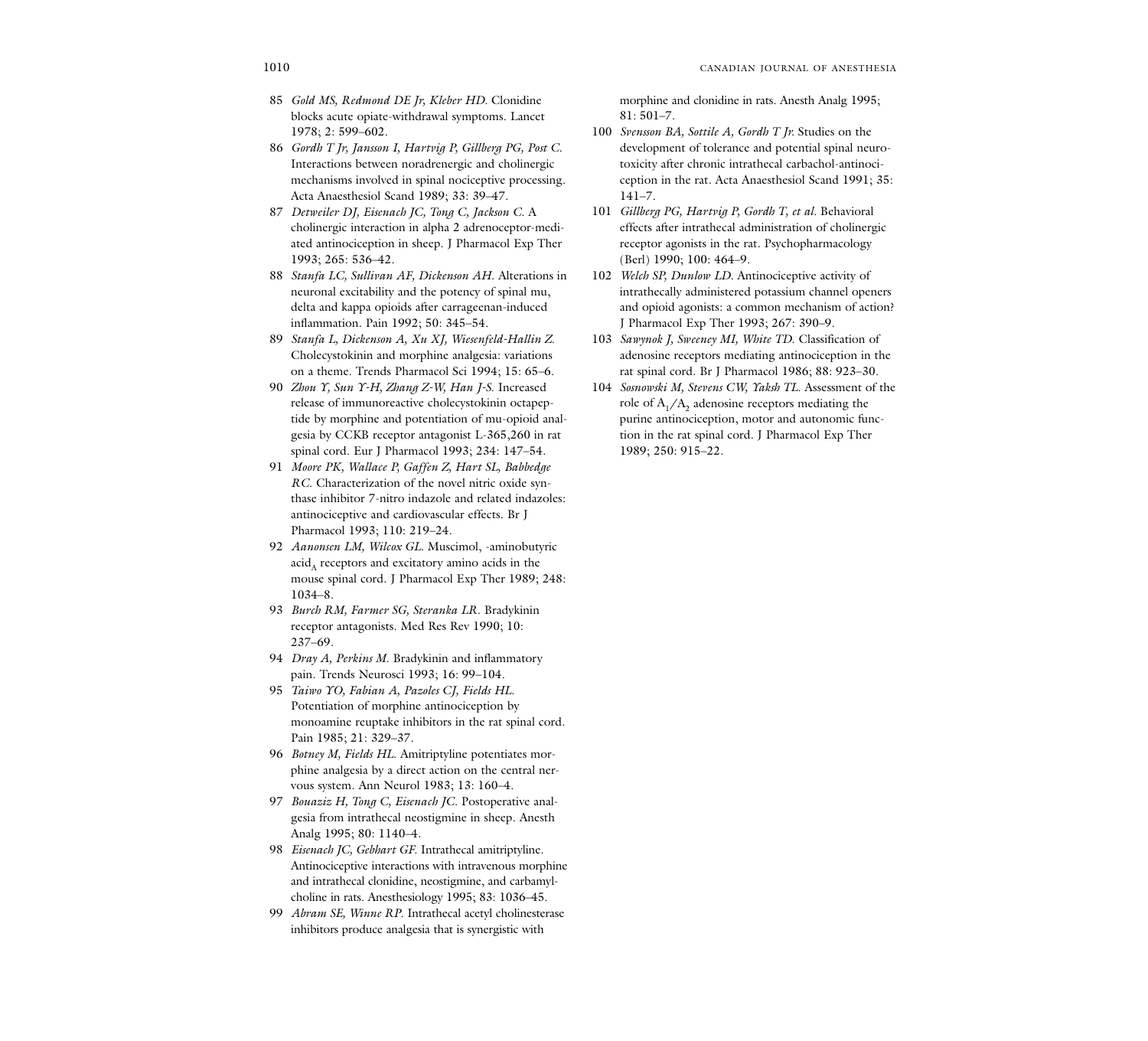85 *Gold MS, Redmond DE Jr, Kleber HD.* Clonidine blocks acute opiate-withdrawal symptoms. Lancet 1978; 2: 599–602.

86 *Gordh T Jr, Jansson I, Hartvig P, Gillberg PG, Post C.* Interactions between noradrenergic and cholinergic mechanisms involved in spinal nociceptive processing. Acta Anaesthesiol Scand 1989; 33: 39–47.

87 *Detweiler DJ, Eisenach JC, Tong C, Jackson C.* A cholinergic interaction in alpha 2 adrenoceptor-mediated antinociception in sheep. J Pharmacol Exp Ther 1993; 265: 536–42.

88 *Stanfa LC, Sullivan AF, Dickenson AH.* Alterations in neuronal excitability and the potency of spinal mu, delta and kappa opioids after carrageenan-induced inflammation. Pain 1992; 50: 345–54.

89 *Stanfa L, Dickenson A, Xu XJ, Wiesenfeld-Hallin Z.* Cholecystokinin and morphine analgesia: variations on a theme. Trends Pharmacol Sci 1994; 15: 65–6.

90 *Zhou Y, Sun Y-H, Zhang Z-W, Han J-S.* Increased release of immunoreactive cholecystokinin octapeptide by morphine and potentiation of mu-opioid analgesia by CCKB receptor antagonist L-365,260 in rat spinal cord. Eur J Pharmacol 1993; 234: 147–54.

91 *Moore PK, Wallace P, Gaffen Z, Hart SL, Babbedge RC.* Characterization of the novel nitric oxide synthase inhibitor 7-nitro indazole and related indazoles: antinociceptive and cardiovascular effects. Br J Pharmacol 1993; 110: 219–24.

92 *Aanonsen LM, Wilcox GL.* Muscimol, -aminobutyric $acid_A$ receptors and excitatory amino acids in the mouse spinal cord. J Pharmacol Exp Ther 1989; 248: 1034–8.

93 *Burch RM, Farmer SG, Steranka LR.* Bradykinin receptor antagonists. Med Res Rev 1990; 10: 237–69.

94 *Dray A, Perkins M.* Bradykinin and inflammatory pain. Trends Neurosci 1993; 16: 99–104.

95 *Taiwo YO, Fabian A, Pazoles CJ, Fields HL.* Potentiation of morphine antinociception by monoamine reuptake inhibitors in the rat spinal cord. Pain 1985; 21: 329–37.

96 *Botney M, Fields HL.* Amitriptyline potentiates morphine analgesia by a direct action on the central nervous system. Ann Neurol 1983; 13: 160–4.

97 *Bouaziz H, Tong C, Eisenach JC.* Postoperative analgesia from intrathecal neostigmine in sheep. Anesth Analg 1995; 80: 1140–4.

98 *Eisenach JC, Gebhart GF.* Intrathecal amitriptyline. Antinociceptive interactions with intravenous morphine and intrathecal clonidine, neostigmine, and carbamylcholine in rats. Anesthesiology 1995; 83: 1036–45.

99 *Abram SE, Winne RP.* Intrathecal acetyl cholinesterase inhibitors produce analgesia that is synergistic with morphine and clonidine in rats. Anesth Analg 1995; 81: 501–7.

100 *Svensson BA, Sottile A, Gordh T Jr.* Studies on the development of tolerance and potential spinal neurotoxicity after chronic intrathecal carbachol-antinociception in the rat. Acta Anaesthesiol Scand 1991; 35: 141–7.

101 *Gillberg PG, Hartvig P, Gordh T, et al.* Behavioral effects after intrathecal administration of cholinergic receptor agonists in the rat. Psychopharmacology (Berl) 1990; 100: 464–9.

102 *Welch SP, Dunlow LD.* Antinociceptive activity of intrathecally administered potassium channel openers and opioid agonists: a common mechanism of action? J Pharmacol Exp Ther 1993; 267: 390–9.

103 *Sawynok J, Sweeney MI, White TD.* Classification of adenosine receptors mediating antinociception in the rat spinal cord. Br J Pharmacol 1986; 88: 923–30.

104 *Sosnowski M, Stevens CW, Yaksh TL.* Assessment of the role of $A_1/A_2$ adenosine receptors mediating the purine antinociception, motor and autonomic function in the rat spinal cord. J Pharmacol Exp Ther 1989; 250: 915–22.